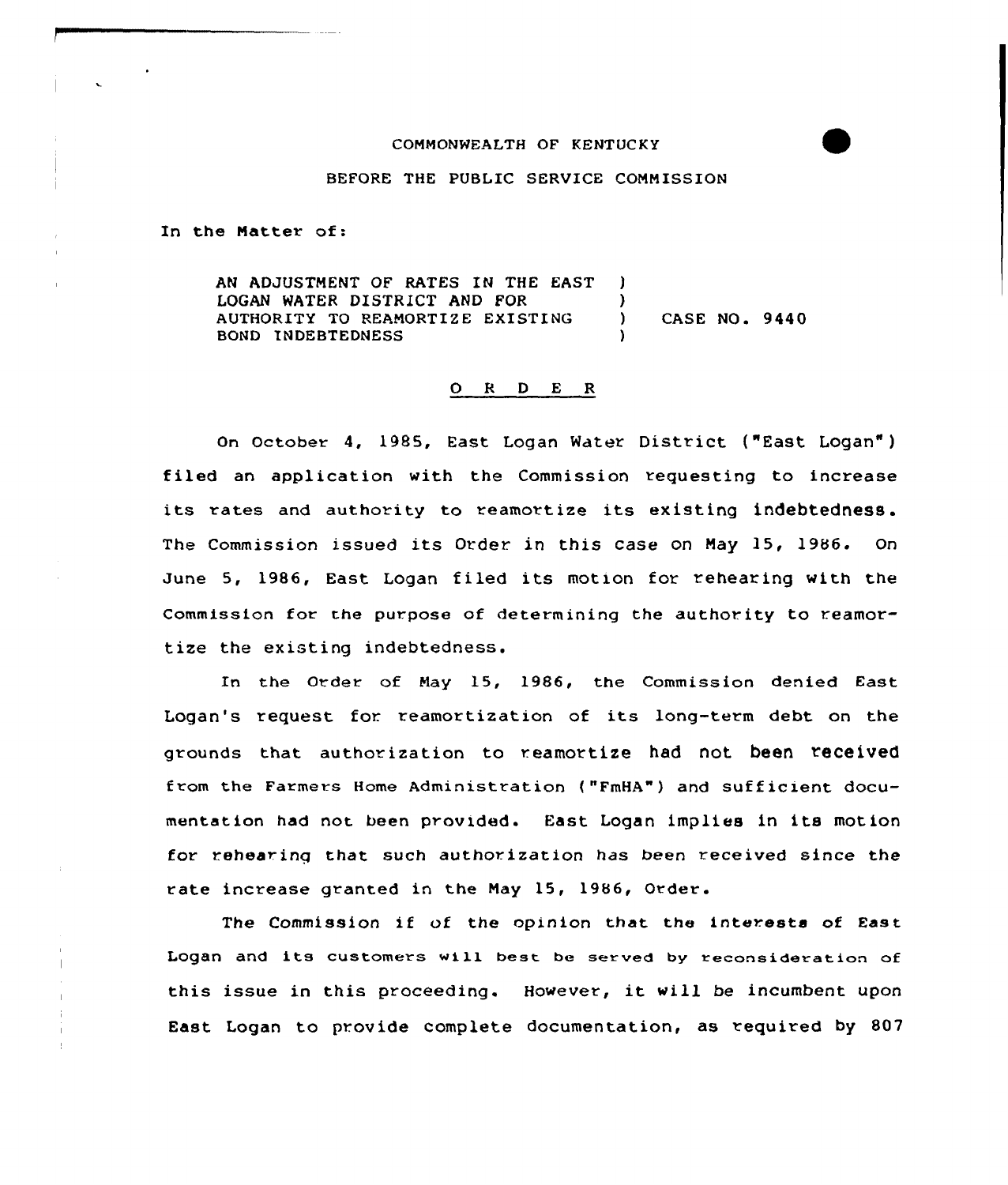COMMONWEALTH OF KENTUCKY

BEFORE THE PUBLIC SERVICE COMMISSION

In the Matter of:

| | | |
|---|---|---|
| AN ADJUSTMENT OF RATES IN THE EAST LOGAN WATER DISTRICT AND FOR AUTHORITY TO REAMORTIZE EXISTING BOND INDEBTEDNESS | ) ) ) ) | CASE NO. 9440 |

## O R D E R

On October 4, 1985, East Logan Water District ("East Logan") filed an application with the Commission requesting to increase its rates and authority to reamortize its existing indebtedness. The Commission issued its Order in this case on May 15, 1986. On June 5, 1986, East Logan filed its motion for rehearing with the Commission for the purpose of determining the authority to reamortize the existing indebtedness.

In the Order of May 15, 1986, the Commission denied East Logan's request for reamortization of its long-term debt on the grounds that authorization to reamortize had not been received from the Farmers Home Administration ("FmHA") and sufficient documentation had not been provided. East Logan implies in its motion for rehearing that such authorization has been received since the rate increase granted in the May 15, 1986, Order.

The Commission if of the opinion that the interests of East Logan and its customers will best be served by reconsideration of this issue in this proceeding. However, it will be incumbent upon East Logan to provide complete documentation, as required by 807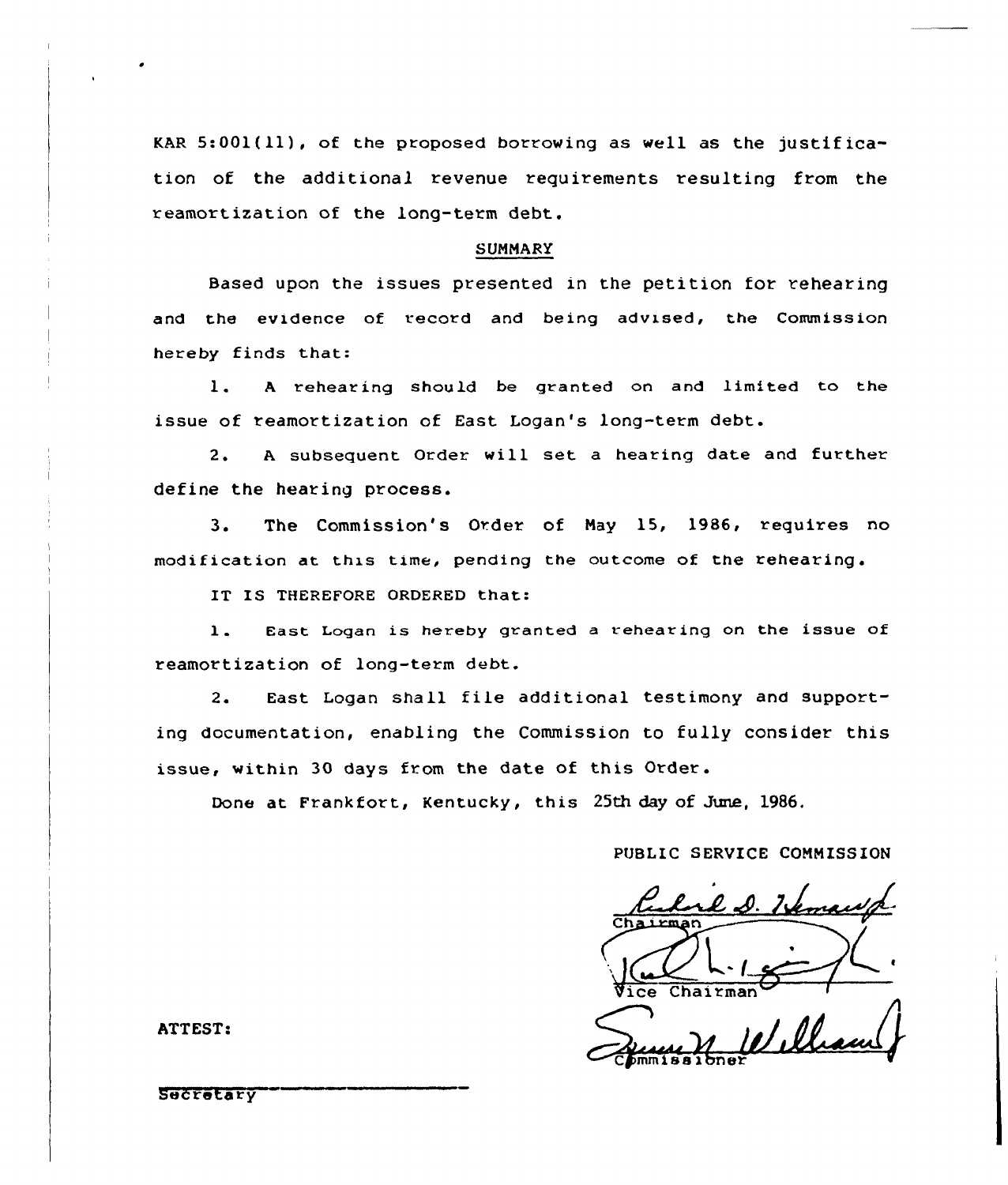KAR 5:001(11), of the proposed borrowing as well as the justification of the additional revenue requirements resulting from the reamortization of the long-term debt.

## SUMMARY

Based upon the issues presented in the petition for rehearing and the evidence of record and being advised, the Commission hereby finds that:

1. A rehearing should be granted on and limited to the issue of reamortization of East Logan's long-term debt.

2. A subsequent Order will set a hearing date and further define the hearing process.

3. The Commission's Order of May 15, 1986, requires no modification at this time, pending the outcome of the rehearing.

IT IS THEREFORE ORDERED that:

1. East Logan is hereby granted a rehearing on the issue of reamortization of long-term debt.

2. East Logan shall file additional testimony and supporting documentation, enabling the Commission to fully consider this issue, within 30 days from the date of this Order.

Done at Frankfort, Kentucky, this 25th day of June, 1986.

PUBLIC SERVICE COMMISSION

Chairman

Vice Chairman

Commissioner

ATTEST:

Secretary